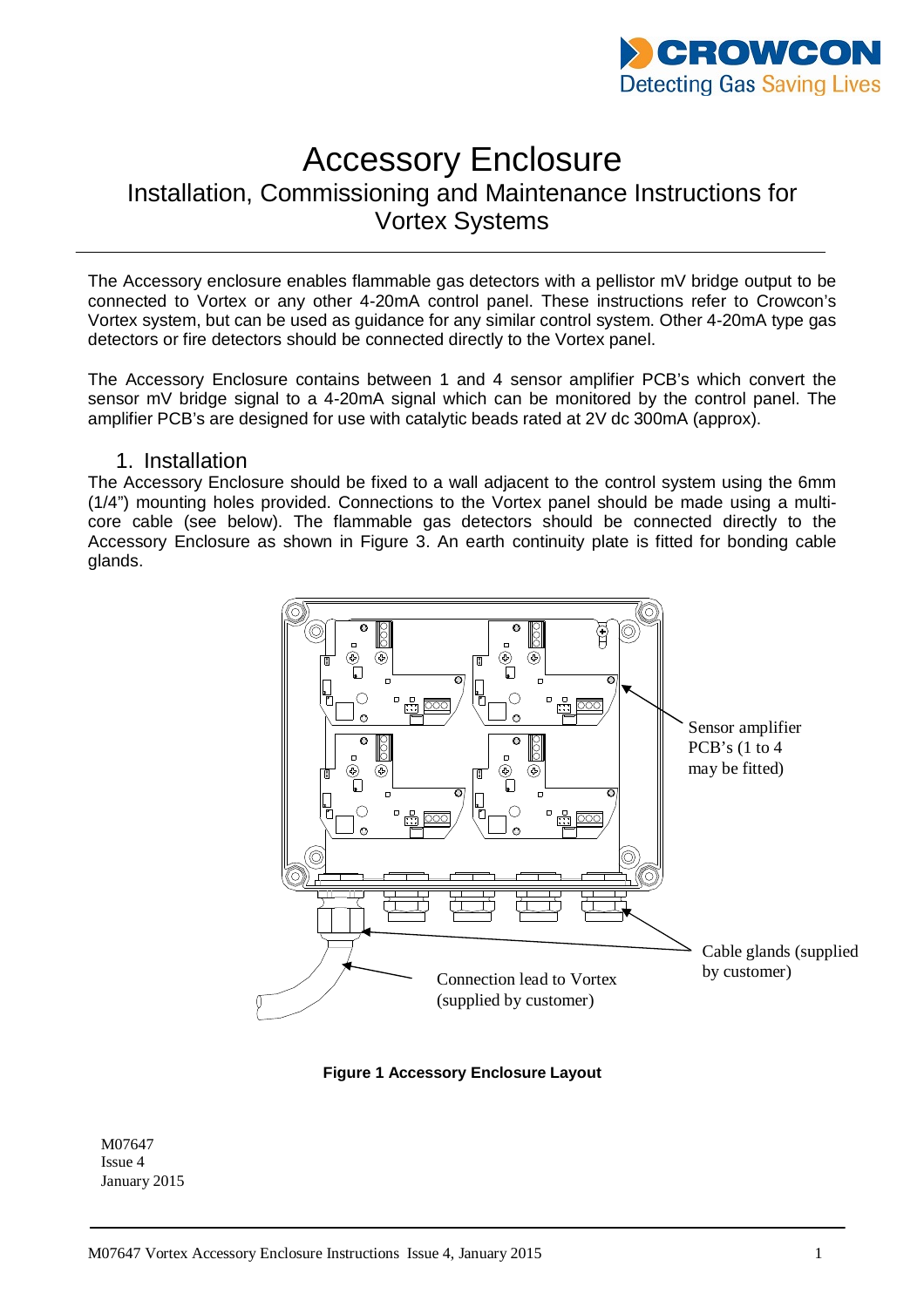# Accessory Enclosure

## Installation, Commissioning and Maintenance Instructions for Vortex Systems

The Accessory enclosure enables flammable gas detectors with a pellistor mV bridge output to be connected to Vortex or any other 4-20mA control panel. These instructions refer to Crowcon's Vortex system, but can be used as guidance for any similar control system. Other 4-20mA type gas detectors or fire detectors should be connected directly to the Vortex panel.

The Accessory Enclosure contains between 1 and 4 sensor amplifier PCB's which convert the sensor mV bridge signal to a 4-20mA signal which can be monitored by the control panel. The amplifier PCB's are designed for use with catalytic beads rated at 2V dc 300mA (approx).

## 1. Installation

The Accessory Enclosure should be fixed to a wall adjacent to the control system using the 6mm (1/4") mounting holes provided. Connections to the Vortex panel should be made using a multi-core cable (see below). The flammable gas detectors should be connected directly to the Accessory Enclosure as shown in Figure 3. An earth continuity plate is fitted for bonding cable glands.

Sensor amplifier PCB's (1 to 4 may be fitted)

Cable glands (supplied by customer)

Connection lead to Vortex (supplied by customer)

**Figure 1 Accessory Enclosure Layout**

M07647
Issue 4
January 2015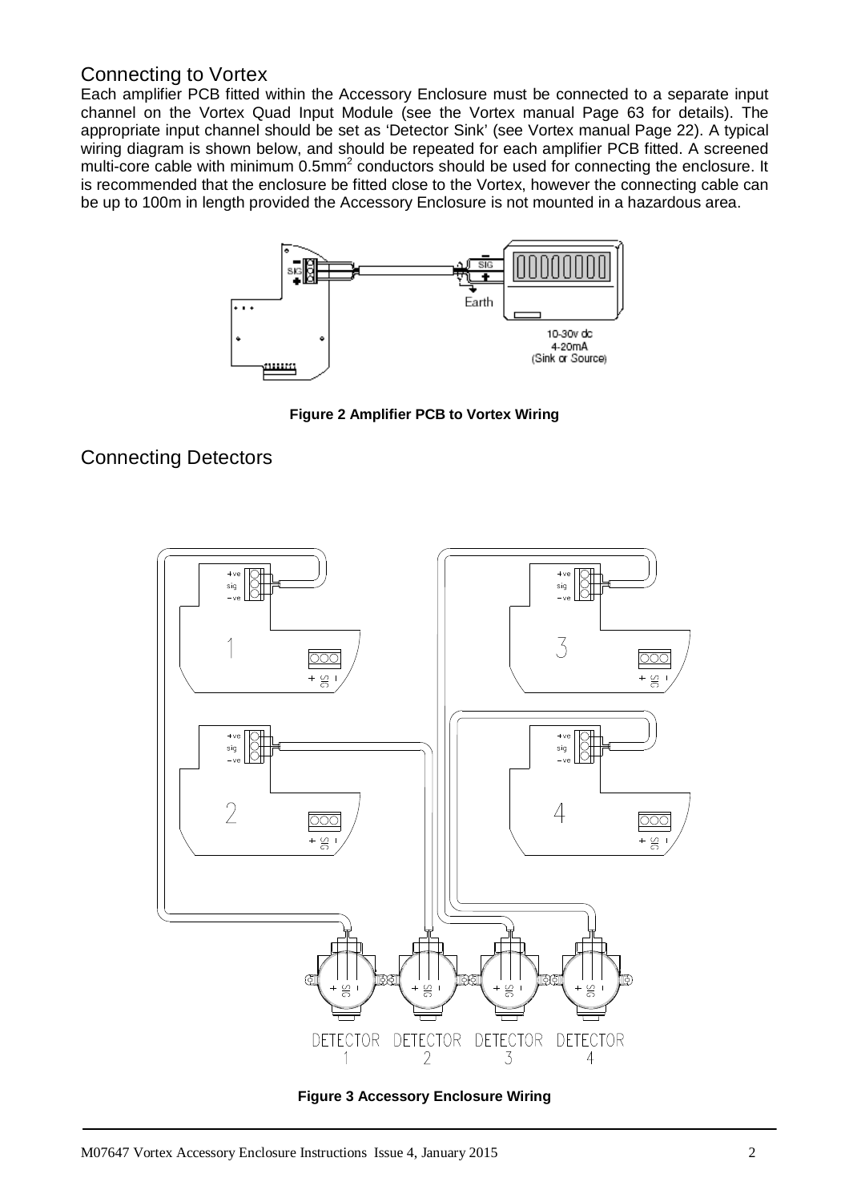## Connecting to Vortex

Each amplifier PCB fitted within the Accessory Enclosure must be connected to a separate input channel on the Vortex Quad Input Module (see the Vortex manual Page 63 for details). The appropriate input channel should be set as 'Detector Sink' (see Vortex manual Page 22). A typical wiring diagram is shown below, and should be repeated for each amplifier PCB fitted. A screened multi-core cable with minimum 0.5mm$^2$ conductors should be used for connecting the enclosure. It is recommended that the enclosure be fitted close to the Vortex, however the connecting cable can be up to 100m in length provided the Accessory Enclosure is not mounted in a hazardous area.

**Figure 2 Amplifier PCB to Vortex Wiring**

## Connecting Detectors

**Figure 3 Accessory Enclosure Wiring**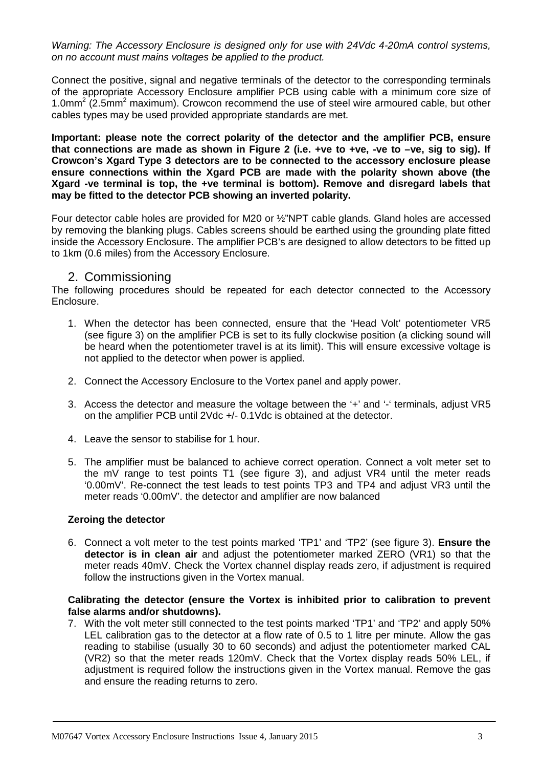*Warning: The Accessory Enclosure is designed only for use with 24Vdc 4-20mA control systems, on no account must mains voltages be applied to the product.*

Connect the positive, signal and negative terminals of the detector to the corresponding terminals of the appropriate Accessory Enclosure amplifier PCB using cable with a minimum core size of 1.0mm$^2$ (2.5mm$^2$ maximum). Crowcon recommend the use of steel wire armoured cable, but other cables types may be used provided appropriate standards are met.

**Important: please note the correct polarity of the detector and the amplifier PCB, ensure that connections are made as shown in Figure 2 (i.e. +ve to +ve, -ve to –ve, sig to sig). If Crowcon's Xgard Type 3 detectors are to be connected to the accessory enclosure please ensure connections within the Xgard PCB are made with the polarity shown above (the Xgard -ve terminal is top, the +ve terminal is bottom). Remove and disregard labels that may be fitted to the detector PCB showing an inverted polarity.**

Four detector cable holes are provided for M20 or ½"NPT cable glands. Gland holes are accessed by removing the blanking plugs. Cables screens should be earthed using the grounding plate fitted inside the Accessory Enclosure. The amplifier PCB's are designed to allow detectors to be fitted up to 1km (0.6 miles) from the Accessory Enclosure.

## 2. Commissioning

The following procedures should be repeated for each detector connected to the Accessory Enclosure.

1. When the detector has been connected, ensure that the 'Head Volt' potentiometer VR5 (see figure 3) on the amplifier PCB is set to its fully clockwise position (a clicking sound will be heard when the potentiometer travel is at its limit). This will ensure excessive voltage is not applied to the detector when power is applied.

2. Connect the Accessory Enclosure to the Vortex panel and apply power.

3. Access the detector and measure the voltage between the '+' and '-' terminals, adjust VR5 on the amplifier PCB until 2Vdc +/- 0.1Vdc is obtained at the detector.

4. Leave the sensor to stabilise for 1 hour.

5. The amplifier must be balanced to achieve correct operation. Connect a volt meter set to the mV range to test points T1 (see figure 3), and adjust VR4 until the meter reads '0.00mV'. Re-connect the test leads to test points TP3 and TP4 and adjust VR3 until the meter reads '0.00mV'. the detector and amplifier are now balanced

**Zeroing the detector**

6. Connect a volt meter to the test points marked 'TP1' and 'TP2' (see figure 3). **Ensure the detector is in clean air** and adjust the potentiometer marked ZERO (VR1) so that the meter reads 40mV. Check the Vortex channel display reads zero, if adjustment is required follow the instructions given in the Vortex manual.

**Calibrating the detector (ensure the Vortex is inhibited prior to calibration to prevent false alarms and/or shutdowns).**

7. With the volt meter still connected to the test points marked 'TP1' and 'TP2' and apply 50% LEL calibration gas to the detector at a flow rate of 0.5 to 1 litre per minute. Allow the gas reading to stabilise (usually 30 to 60 seconds) and adjust the potentiometer marked CAL (VR2) so that the meter reads 120mV. Check that the Vortex display reads 50% LEL, if adjustment is required follow the instructions given in the Vortex manual. Remove the gas and ensure the reading returns to zero.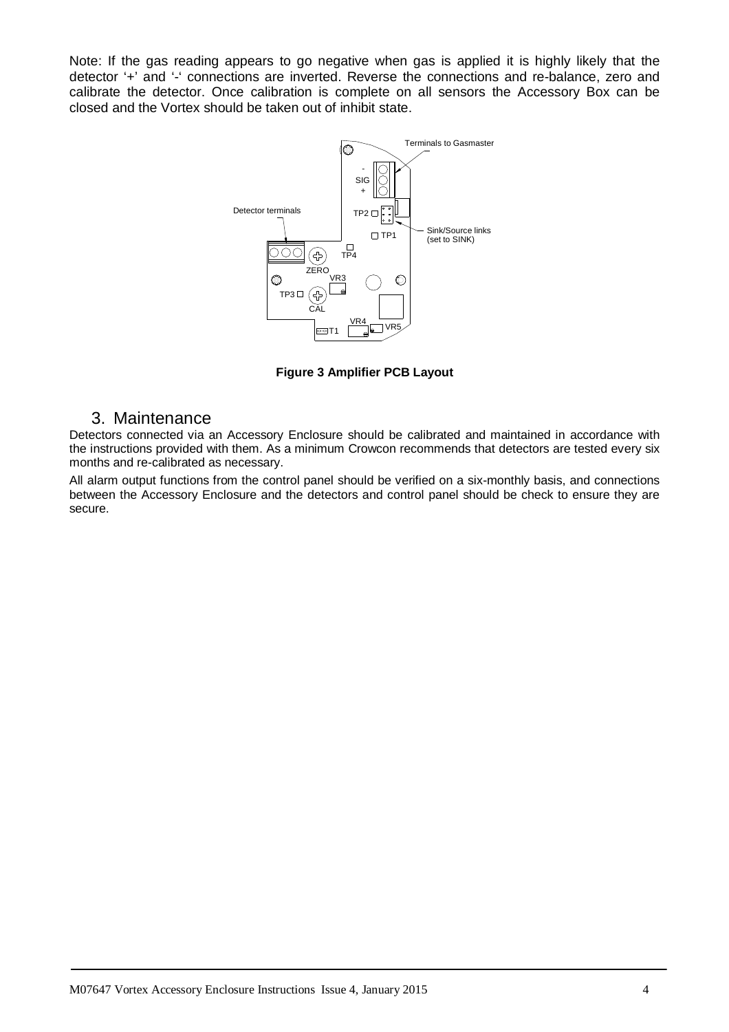Note: If the gas reading appears to go negative when gas is applied it is highly likely that the detector '+' and '-' connections are inverted. Reverse the connections and re-balance, zero and calibrate the detector. Once calibration is complete on all sensors the Accessory Box can be closed and the Vortex should be taken out of inhibit state.

**Figure 3 Amplifier PCB Layout**

## 3. Maintenance

Detectors connected via an Accessory Enclosure should be calibrated and maintained in accordance with the instructions provided with them. As a minimum Crowcon recommends that detectors are tested every six months and re-calibrated as necessary.

All alarm output functions from the control panel should be verified on a six-monthly basis, and connections between the Accessory Enclosure and the detectors and control panel should be check to ensure they are secure.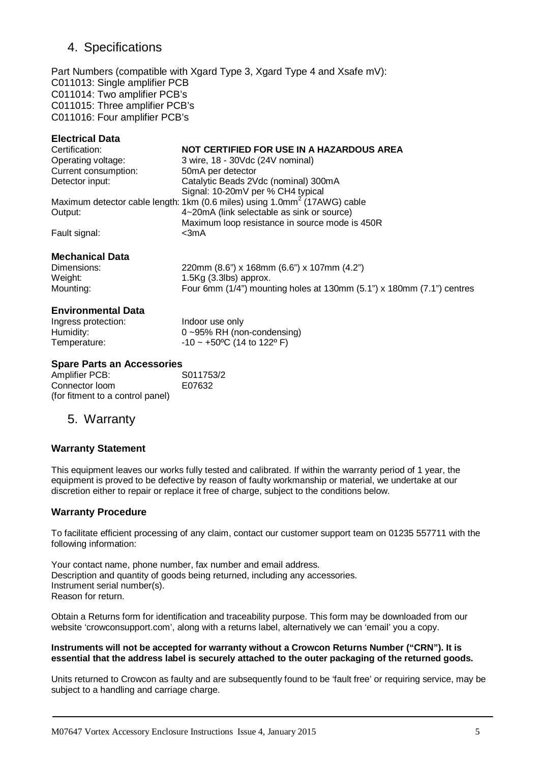## 4. Specifications

Part Numbers (compatible with Xgard Type 3, Xgard Type 4 and Xsafe mV):
C011013: Single amplifier PCB
C011014: Two amplifier PCB's
C011015: Three amplifier PCB's
C011016: Four amplifier PCB's

### Electrical Data

| | |
|---|---|
| Certification: | **NOT CERTIFIED FOR USE IN A HAZARDOUS AREA** |
| Operating voltage: | 3 wire, 18 - 30Vdc (24V nominal) |
| Current consumption: | 50mA per detector |
| Detector input: | Catalytic Beads 2Vdc (nominal) 300mA<br>Signal: 10-20mV per % CH4 typical |
| Maximum detector cable length: | 1km (0.6 miles) using 1.0mm$^2$ (17AWG) cable |
| Output: | 4~20mA (link selectable as sink or source)<br>Maximum loop resistance in source mode is 450R |
| Fault signal: | <3mA |

### Mechanical Data

| | |
|---|---|
| Dimensions: | 220mm (8.6") x 168mm (6.6") x 107mm (4.2") |
| Weight: | 1.5Kg (3.3lbs) approx. |
| Mounting: | Four 6mm (1/4") mounting holes at 130mm (5.1") x 180mm (7.1") centres |

### Environmental Data

| | |
|---|---|
| Ingress protection: | Indoor use only |
| Humidity: | 0 ~95% RH (non-condensing) |
| Temperature: | -10 ~ +50ºC (14 to 122º F) |

### Spare Parts an Accessories

| | |
|---|---|
| Amplifier PCB: | S011753/2 |
| Connector loom (for fitment to a control panel) | E07632 |

## 5. Warranty

### Warranty Statement

This equipment leaves our works fully tested and calibrated. If within the warranty period of 1 year, the equipment is proved to be defective by reason of faulty workmanship or material, we undertake at our discretion either to repair or replace it free of charge, subject to the conditions below.

### Warranty Procedure

To facilitate efficient processing of any claim, contact our customer support team on 01235 557711 with the following information:

Your contact name, phone number, fax number and email address.
Description and quantity of goods being returned, including any accessories.
Instrument serial number(s).
Reason for return.

Obtain a Returns form for identification and traceability purpose. This form may be downloaded from our website 'crowconsupport.com', along with a returns label, alternatively we can 'email' you a copy.

**Instruments will not be accepted for warranty without a Crowcon Returns Number ("CRN"). It is essential that the address label is securely attached to the outer packaging of the returned goods.**

Units returned to Crowcon as faulty and are subsequently found to be 'fault free' or requiring service, may be subject to a handling and carriage charge.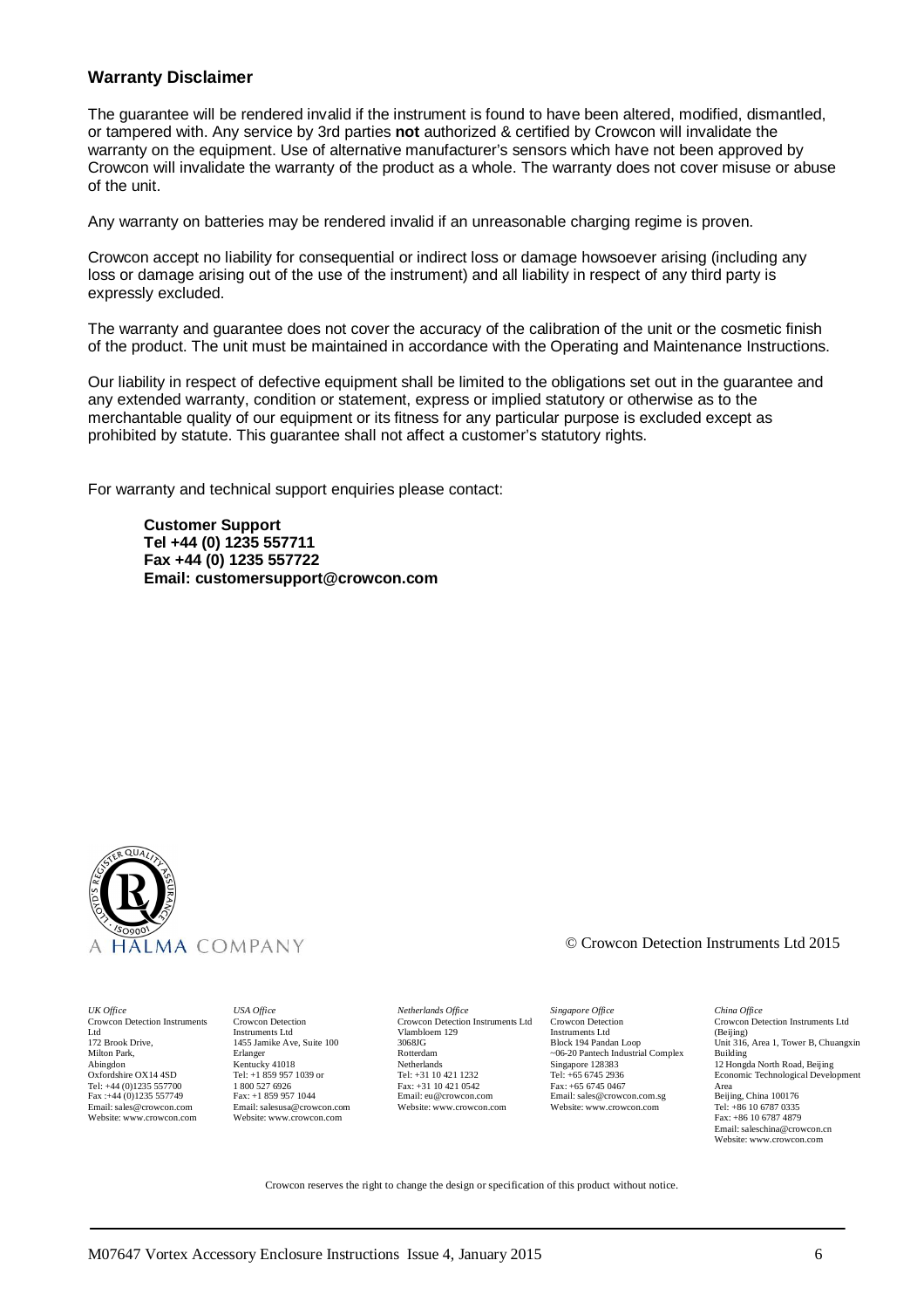## Warranty Disclaimer

The guarantee will be rendered invalid if the instrument is found to have been altered, modified, dismantled, or tampered with. Any service by 3rd parties **not** authorized & certified by Crowcon will invalidate the warranty on the equipment. Use of alternative manufacturer's sensors which have not been approved by Crowcon will invalidate the warranty of the product as a whole. The warranty does not cover misuse or abuse of the unit.

Any warranty on batteries may be rendered invalid if an unreasonable charging regime is proven.

Crowcon accept no liability for consequential or indirect loss or damage howsoever arising (including any loss or damage arising out of the use of the instrument) and all liability in respect of any third party is expressly excluded.

The warranty and guarantee does not cover the accuracy of the calibration of the unit or the cosmetic finish of the product. The unit must be maintained in accordance with the Operating and Maintenance Instructions.

Our liability in respect of defective equipment shall be limited to the obligations set out in the guarantee and any extended warranty, condition or statement, express or implied statutory or otherwise as to the merchantable quality of our equipment or its fitness for any particular purpose is excluded except as prohibited by statute. This guarantee shall not affect a customer's statutory rights.

For warranty and technical support enquiries please contact:

**Customer Support**
**Tel +44 (0) 1235 557711**
**Fax +44 (0) 1235 557722**
**Email: customersupport@crowcon.com**

LLOYD'S REGISTER QUALITY ASSURANCE ISO9001

A HALMA COMPANY

© Crowcon Detection Instruments Ltd 2015

*UK Office*
Crowcon Detection Instruments Ltd
172 Brook Drive,
Milton Park,
Abingdon
Oxfordshire OX14 4SD
Tel: +44 (0)1235 557700
Fax :+44 (0)1235 557749
Email: sales@crowcon.com
Website: www.crowcon.com

*USA Office*
Crowcon Detection Instruments Ltd
1455 Jamike Ave, Suite 100
Erlanger
Kentucky 41018
Tel: +1 859 957 1039 or
1 800 527 6926
Fax: +1 859 957 1044
Email: salesusa@crowcon.com
Website: www.crowcon.com

*Netherlands Office*
Crowcon Detection Instruments Ltd
Vlambloem 129
3068JG
Rotterdam
Netherlands
Tel: +31 10 421 1232
Fax: +31 10 421 0542
Email: eu@crowcon.com
Website: www.crowcon.com

*Singapore Office*
Crowcon Detection Instruments Ltd
Block 194 Pandan Loop
~06-20 Pantech Industrial Complex
Singapore 128383
Tel: +65 6745 2936
Fax: +65 6745 0467
Email: sales@crowcon.com.sg
Website: www.crowcon.com

*China Office*
Crowcon Detection Instruments Ltd (Beijing)
Unit 316, Area 1, Tower B, Chuangxin Building
12 Hongda North Road, Beijing Economic Technological Development Area
Beijing, China 100176
Tel: +86 10 6787 0335
Fax: +86 10 6787 4879
Email: saleschina@crowcon.cn
Website: www.crowcon.com

Crowcon reserves the right to change the design or specification of this product without notice.